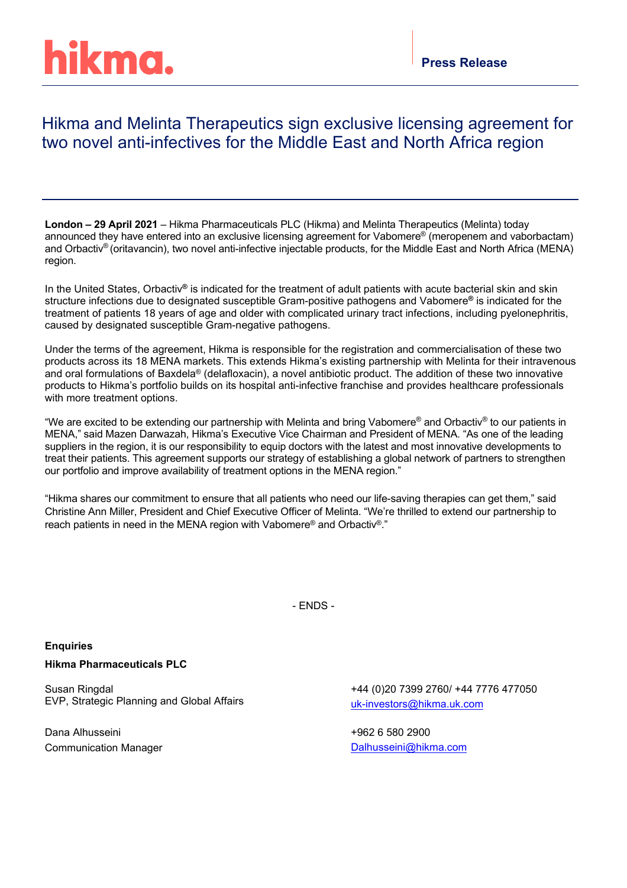hikma.

**Press Release**

# Hikma and Melinta Therapeutics sign exclusive licensing agreement for two novel anti-infectives for the Middle East and North Africa region

**London – 29 April 2021** – Hikma Pharmaceuticals PLC (Hikma) and Melinta Therapeutics (Melinta) today announced they have entered into an exclusive licensing agreement for Vabomere® (meropenem and vaborbactam) and Orbactiv® (oritavancin), two novel anti-infective injectable products, for the Middle East and North Africa (MENA) region.

In the United States, Orbactiv® is indicated for the treatment of adult patients with acute bacterial skin and skin structure infections due to designated susceptible Gram-positive pathogens and Vabomere® is indicated for the treatment of patients 18 years of age and older with complicated urinary tract infections, including pyelonephritis, caused by designated susceptible Gram-negative pathogens.

Under the terms of the agreement, Hikma is responsible for the registration and commercialisation of these two products across its 18 MENA markets. This extends Hikma's existing partnership with Melinta for their intravenous and oral formulations of Baxdela® (delafloxacin), a novel antibiotic product. The addition of these two innovative products to Hikma's portfolio builds on its hospital anti-infective franchise and provides healthcare professionals with more treatment options.

"We are excited to be extending our partnership with Melinta and bring Vabomere® and Orbactiv® to our patients in MENA," said Mazen Darwazah, Hikma's Executive Vice Chairman and President of MENA. "As one of the leading suppliers in the region, it is our responsibility to equip doctors with the latest and most innovative developments to treat their patients. This agreement supports our strategy of establishing a global network of partners to strengthen our portfolio and improve availability of treatment options in the MENA region."

"Hikma shares our commitment to ensure that all patients who need our life-saving therapies can get them," said Christine Ann Miller, President and Chief Executive Officer of Melinta. "We're thrilled to extend our partnership to reach patients in need in the MENA region with Vabomere® and Orbactiv®."

- ENDS -

**Enquiries**

**Hikma Pharmaceuticals PLC**

Susan Ringdal
EVP, Strategic Planning and Global Affairs
+44 (0)20 7399 2760/ +44 7776 477050
uk-investors@hikma.uk.com

Dana Alhusseini
Communication Manager
+962 6 580 2900
Dalhusseini@hikma.com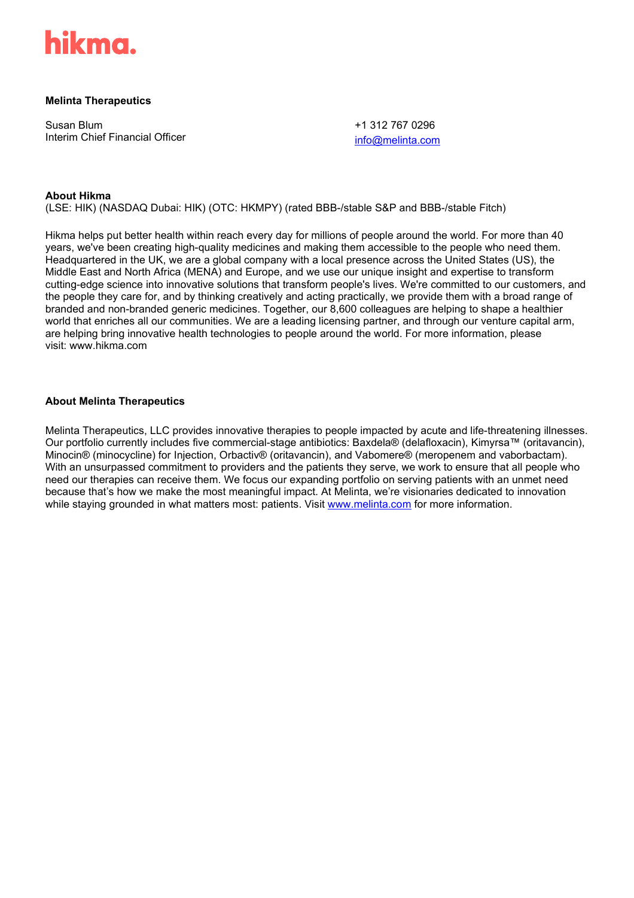**Melinta Therapeutics**

Susan Blum
Interim Chief Financial Officer

+1 312 767 0296
info@melinta.com

**About Hikma**
(LSE: HIK) (NASDAQ Dubai: HIK) (OTC: HKMPY) (rated BBB-/stable S&P and BBB-/stable Fitch)

Hikma helps put better health within reach every day for millions of people around the world. For more than 40 years, we've been creating high-quality medicines and making them accessible to the people who need them. Headquartered in the UK, we are a global company with a local presence across the United States (US), the Middle East and North Africa (MENA) and Europe, and we use our unique insight and expertise to transform cutting-edge science into innovative solutions that transform people's lives. We're committed to our customers, and the people they care for, and by thinking creatively and acting practically, we provide them with a broad range of branded and non-branded generic medicines. Together, our 8,600 colleagues are helping to shape a healthier world that enriches all our communities. We are a leading licensing partner, and through our venture capital arm, are helping bring innovative health technologies to people around the world. For more information, please visit: www.hikma.com

**About Melinta Therapeutics**

Melinta Therapeutics, LLC provides innovative therapies to people impacted by acute and life-threatening illnesses. Our portfolio currently includes five commercial-stage antibiotics: Baxdela® (delafloxacin), Kimyrsa™ (oritavancin), Minocin® (minocycline) for Injection, Orbactiv® (oritavancin), and Vabomere® (meropenem and vaborbactam). With an unsurpassed commitment to providers and the patients they serve, we work to ensure that all people who need our therapies can receive them. We focus our expanding portfolio on serving patients with an unmet need because that's how we make the most meaningful impact. At Melinta, we're visionaries dedicated to innovation while staying grounded in what matters most: patients. Visit www.melinta.com for more information.